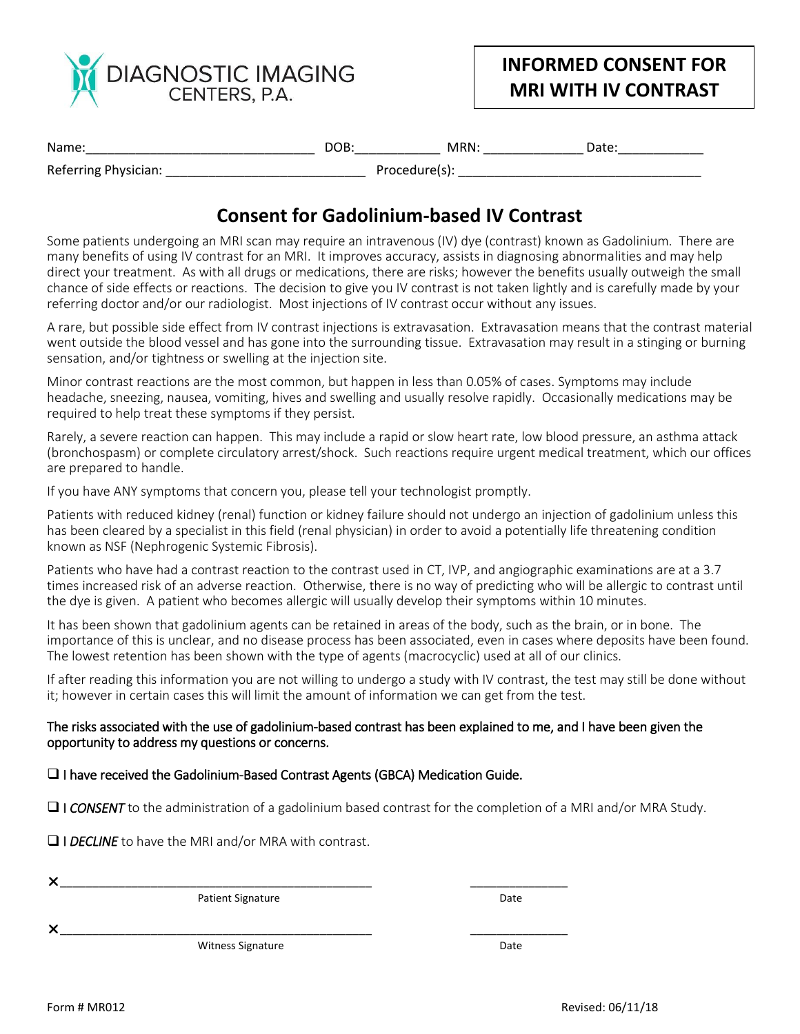DIAGNOSTIC IMAGING CENTERS, P.A.

**INFORMED CONSENT FOR MRI WITH IV CONTRAST**

Name:_______________________________ DOB:___________ MRN: _____________ Date:___________

Referring Physician: ___________________________ Procedure(s): _________________________________

## Consent for Gadolinium-based IV Contrast

Some patients undergoing an MRI scan may require an intravenous (IV) dye (contrast) known as Gadolinium. There are many benefits of using IV contrast for an MRI. It improves accuracy, assists in diagnosing abnormalities and may help direct your treatment. As with all drugs or medications, there are risks; however the benefits usually outweigh the small chance of side effects or reactions. The decision to give you IV contrast is not taken lightly and is carefully made by your referring doctor and/or our radiologist. Most injections of IV contrast occur without any issues.

A rare, but possible side effect from IV contrast injections is extravasation. Extravasation means that the contrast material went outside the blood vessel and has gone into the surrounding tissue. Extravasation may result in a stinging or burning sensation, and/or tightness or swelling at the injection site.

Minor contrast reactions are the most common, but happen in less than 0.05% of cases. Symptoms may include headache, sneezing, nausea, vomiting, hives and swelling and usually resolve rapidly. Occasionally medications may be required to help treat these symptoms if they persist.

Rarely, a severe reaction can happen. This may include a rapid or slow heart rate, low blood pressure, an asthma attack (bronchospasm) or complete circulatory arrest/shock. Such reactions require urgent medical treatment, which our offices are prepared to handle.

If you have ANY symptoms that concern you, please tell your technologist promptly.

Patients with reduced kidney (renal) function or kidney failure should not undergo an injection of gadolinium unless this has been cleared by a specialist in this field (renal physician) in order to avoid a potentially life threatening condition known as NSF (Nephrogenic Systemic Fibrosis).

Patients who have had a contrast reaction to the contrast used in CT, IVP, and angiographic examinations are at a 3.7 times increased risk of an adverse reaction. Otherwise, there is no way of predicting who will be allergic to contrast until the dye is given. A patient who becomes allergic will usually develop their symptoms within 10 minutes.

It has been shown that gadolinium agents can be retained in areas of the body, such as the brain, or in bone. The importance of this is unclear, and no disease process has been associated, even in cases where deposits have been found. The lowest retention has been shown with the type of agents (macrocyclic) used at all of our clinics.

If after reading this information you are not willing to undergo a study with IV contrast, the test may still be done without it; however in certain cases this will limit the amount of information we can get from the test.

**The risks associated with the use of gadolinium-based contrast has been explained to me, and I have been given the opportunity to address my questions or concerns.**

❑ **I have received the Gadolinium-Based Contrast Agents (GBCA) Medication Guide.**

❑ **I *CONSENT*** to the administration of a gadolinium based contrast for the completion of a MRI and/or MRA Study.

❑ **I *DECLINE*** to have the MRI and/or MRA with contrast.

✕_____________________________________________ ______________

Patient Signature Date

✕_____________________________________________ ______________

Witness Signature Date

Form # MR012 Revised: 06/11/18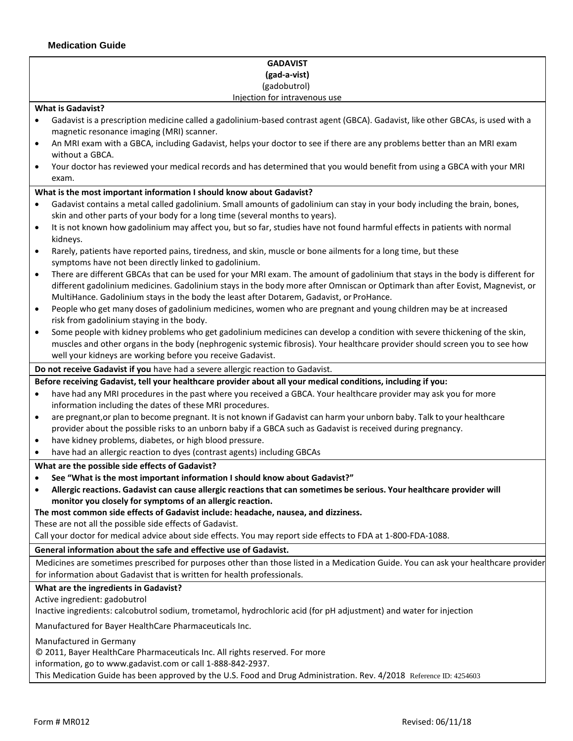**Medication Guide**

**GADAVIST**
**(gad-a-vist)**
(gadobutrol)
Injection for intravenous use

**What is Gadavist?**

- Gadavist is a prescription medicine called a gadolinium-based contrast agent (GBCA). Gadavist, like other GBCAs, is used with a magnetic resonance imaging (MRI) scanner.
- An MRI exam with a GBCA, including Gadavist, helps your doctor to see if there are any problems better than an MRI exam without a GBCA.
- Your doctor has reviewed your medical records and has determined that you would benefit from using a GBCA with your MRI exam.

**What is the most important information I should know about Gadavist?**

- Gadavist contains a metal called gadolinium. Small amounts of gadolinium can stay in your body including the brain, bones, skin and other parts of your body for a long time (several months to years).
- It is not known how gadolinium may affect you, but so far, studies have not found harmful effects in patients with normal kidneys.
- Rarely, patients have reported pains, tiredness, and skin, muscle or bone ailments for a long time, but these symptoms have not been directly linked to gadolinium.
- There are different GBCAs that can be used for your MRI exam. The amount of gadolinium that stays in the body is different for different gadolinium medicines. Gadolinium stays in the body more after Omniscan or Optimark than after Eovist, Magnevist, or MultiHance. Gadolinium stays in the body the least after Dotarem, Gadavist, or ProHance.
- People who get many doses of gadolinium medicines, women who are pregnant and young children may be at increased risk from gadolinium staying in the body.
- Some people with kidney problems who get gadolinium medicines can develop a condition with severe thickening of the skin, muscles and other organs in the body (nephrogenic systemic fibrosis). Your healthcare provider should screen you to see how well your kidneys are working before you receive Gadavist.

**Do not receive Gadavist if you** have had a severe allergic reaction to Gadavist.

**Before receiving Gadavist, tell your healthcare provider about all your medical conditions, including if you:**

- have had any MRI procedures in the past where you received a GBCA. Your healthcare provider may ask you for more information including the dates of these MRI procedures.
- are pregnant,or plan to become pregnant. It is not known if Gadavist can harm your unborn baby. Talk to your healthcare provider about the possible risks to an unborn baby if a GBCA such as Gadavist is received during pregnancy.
- have kidney problems, diabetes, or high blood pressure.
- have had an allergic reaction to dyes (contrast agents) including GBCAs

**What are the possible side effects of Gadavist?**

- **See "What is the most important information I should know about Gadavist?"**
- **Allergic reactions. Gadavist can cause allergic reactions that can sometimes be serious. Your healthcare provider will monitor you closely for symptoms of an allergic reaction.**

**The most common side effects of Gadavist include: headache, nausea, and dizziness.**

These are not all the possible side effects of Gadavist.

Call your doctor for medical advice about side effects. You may report side effects to FDA at 1-800-FDA-1088.

**General information about the safe and effective use of Gadavist.**

Medicines are sometimes prescribed for purposes other than those listed in a Medication Guide. You can ask your healthcare provider for information about Gadavist that is written for health professionals.

**What are the ingredients in Gadavist?**

Active ingredient: gadobutrol

Inactive ingredients: calcobutrol sodium, trometamol, hydrochloric acid (for pH adjustment) and water for injection

Manufactured for Bayer HealthCare Pharmaceuticals Inc.

Manufactured in Germany

© 2011, Bayer HealthCare Pharmaceuticals Inc. All rights reserved. For more information, go to www.gadavist.com or call 1-888-842-2937.

This Medication Guide has been approved by the U.S. Food and Drug Administration. Rev. 4/2018 Reference ID: 4254603

Form # MR012 Revised: 06/11/18